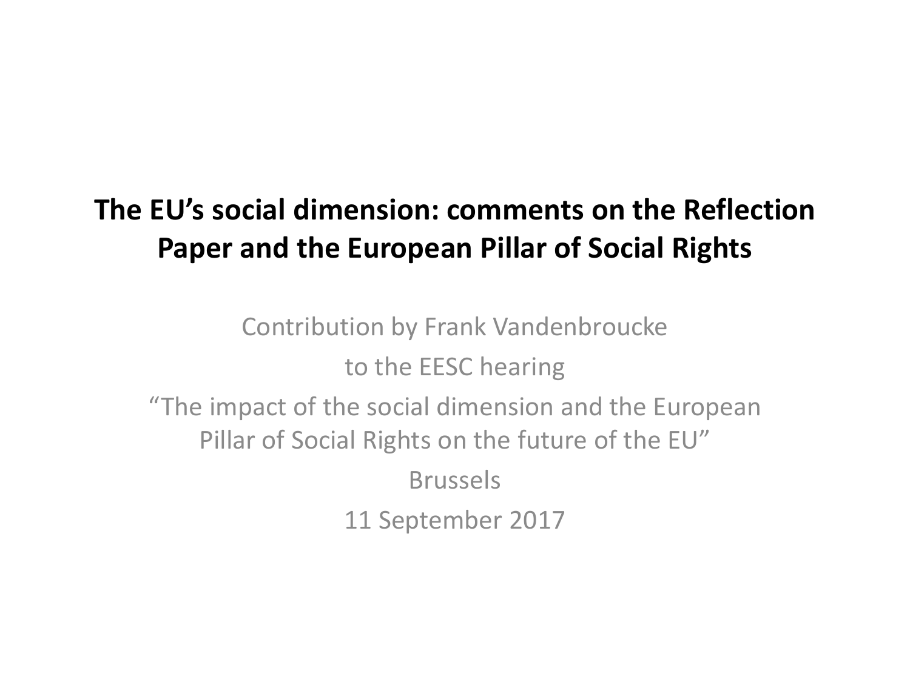# The EU's social dimension: comments on the Reflection Paper and the European Pillar of Social Rights

Contribution by Frank Vandenbroucke

to the EESC hearing

"The impact of the social dimension and the European Pillar of Social Rights on the future of the EU"

Brussels

11 September 2017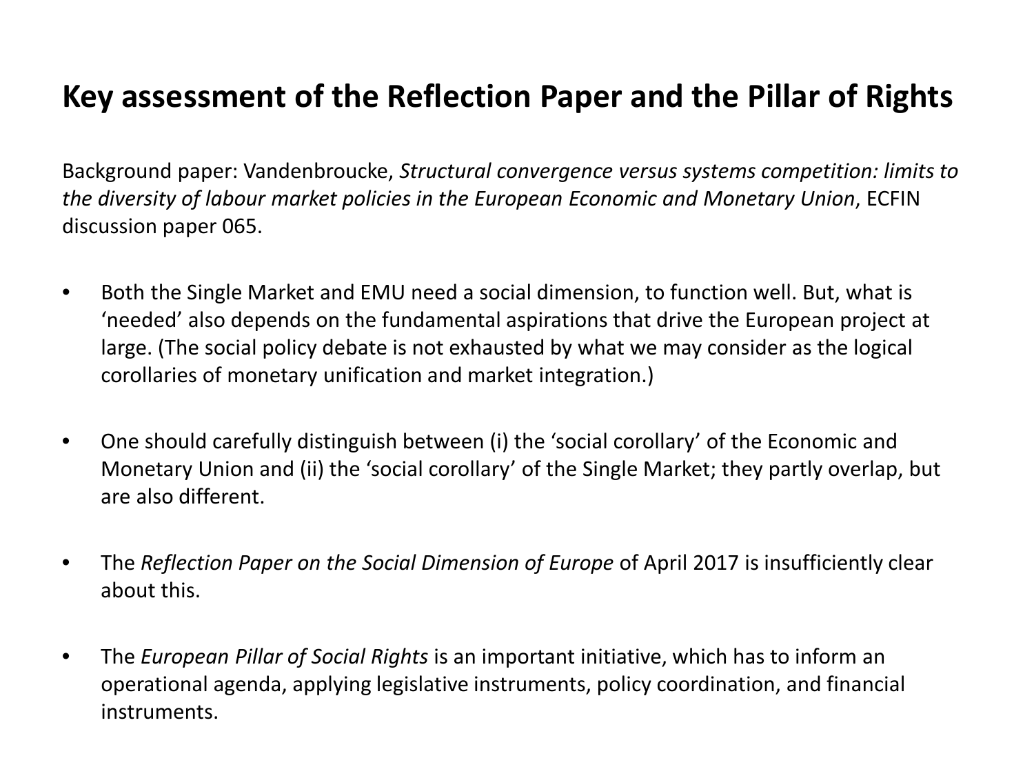# Key assessment of the Reflection Paper and the Pillar of Rights

Background paper: Vandenbroucke, *Structural convergence versus systems competition: limits to the diversity of labour market policies in the European Economic and Monetary Union*, ECFIN discussion paper 065.

- Both the Single Market and EMU need a social dimension, to function well. But, what is 'needed' also depends on the fundamental aspirations that drive the European project at large. (The social policy debate is not exhausted by what we may consider as the logical corollaries of monetary unification and market integration.)

- One should carefully distinguish between (i) the 'social corollary' of the Economic and Monetary Union and (ii) the 'social corollary' of the Single Market; they partly overlap, but are also different.

- The *Reflection Paper on the Social Dimension of Europe* of April 2017 is insufficiently clear about this.

- The *European Pillar of Social Rights* is an important initiative, which has to inform an operational agenda, applying legislative instruments, policy coordination, and financial instruments.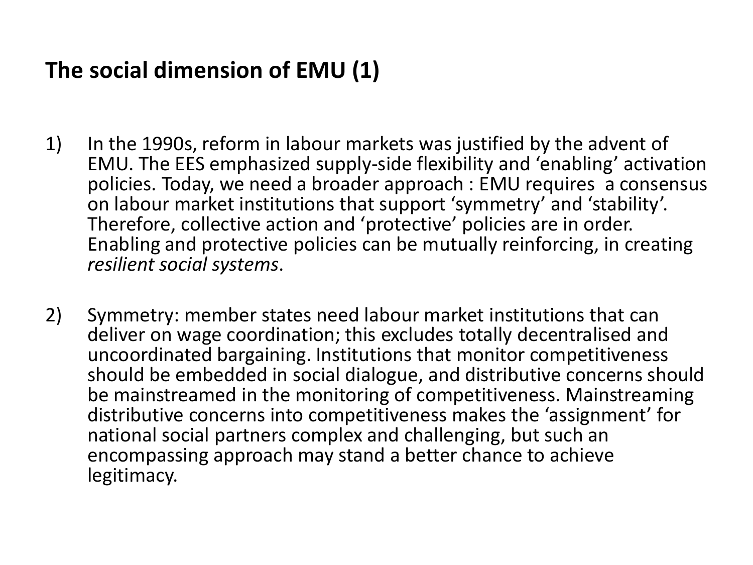## The social dimension of EMU (1)

1) In the 1990s, reform in labour markets was justified by the advent of EMU. The EES emphasized supply-side flexibility and 'enabling' activation policies. Today, we need a broader approach : EMU requires a consensus on labour market institutions that support 'symmetry' and 'stability'. Therefore, collective action and 'protective' policies are in order. Enabling and protective policies can be mutually reinforcing, in creating *resilient social systems*.

2) Symmetry: member states need labour market institutions that can deliver on wage coordination; this excludes totally decentralised and uncoordinated bargaining. Institutions that monitor competitiveness should be embedded in social dialogue, and distributive concerns should be mainstreamed in the monitoring of competitiveness. Mainstreaming distributive concerns into competitiveness makes the 'assignment' for national social partners complex and challenging, but such an encompassing approach may stand a better chance to achieve legitimacy.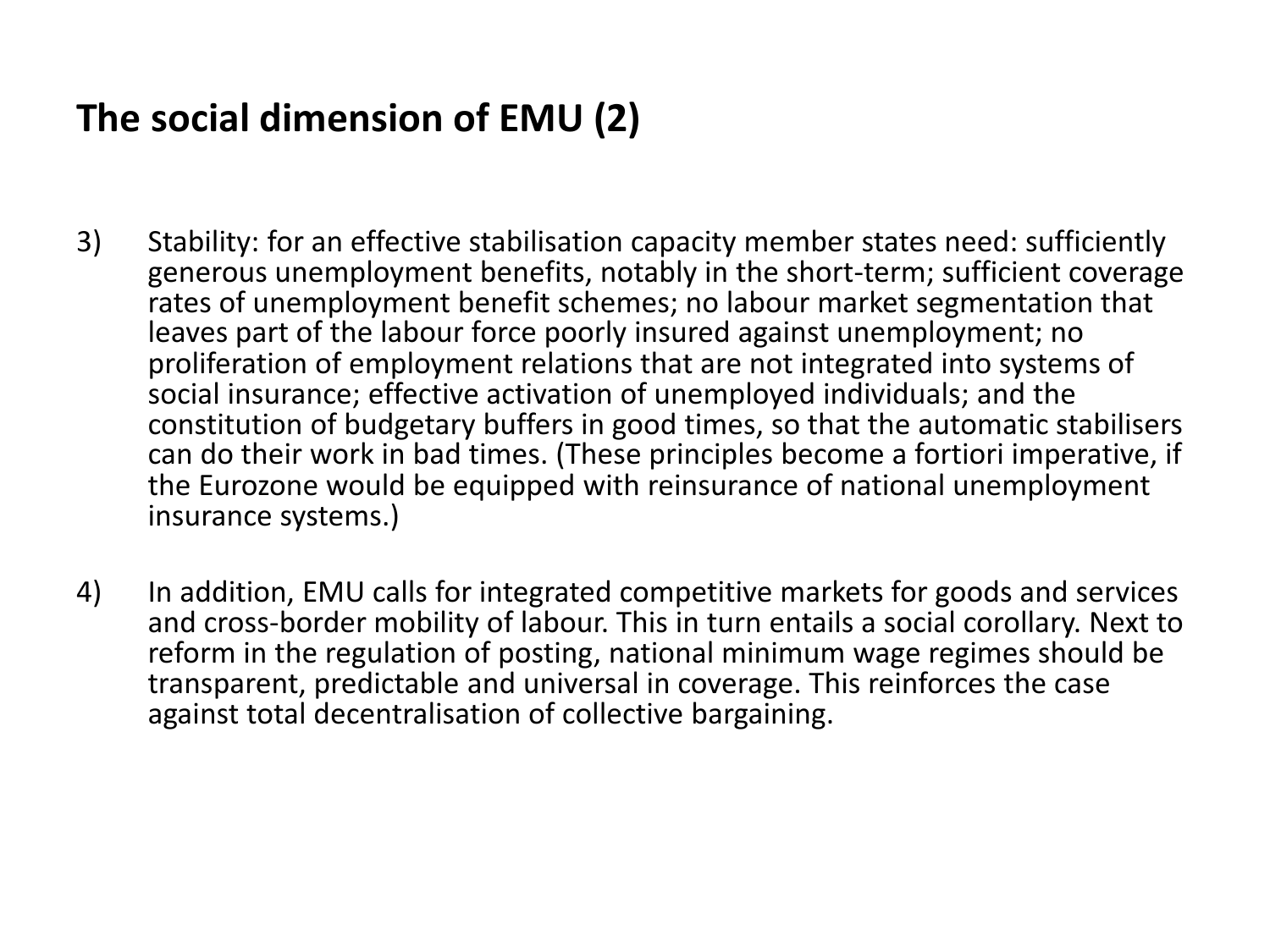## The social dimension of EMU (2)

3) Stability: for an effective stabilisation capacity member states need: sufficiently generous unemployment benefits, notably in the short-term; sufficient coverage rates of unemployment benefit schemes; no labour market segmentation that leaves part of the labour force poorly insured against unemployment; no proliferation of employment relations that are not integrated into systems of social insurance; effective activation of unemployed individuals; and the constitution of budgetary buffers in good times, so that the automatic stabilisers can do their work in bad times. (These principles become a fortiori imperative, if the Eurozone would be equipped with reinsurance of national unemployment insurance systems.)

4) In addition, EMU calls for integrated competitive markets for goods and services and cross-border mobility of labour. This in turn entails a social corollary. Next to reform in the regulation of posting, national minimum wage regimes should be transparent, predictable and universal in coverage. This reinforces the case against total decentralisation of collective bargaining.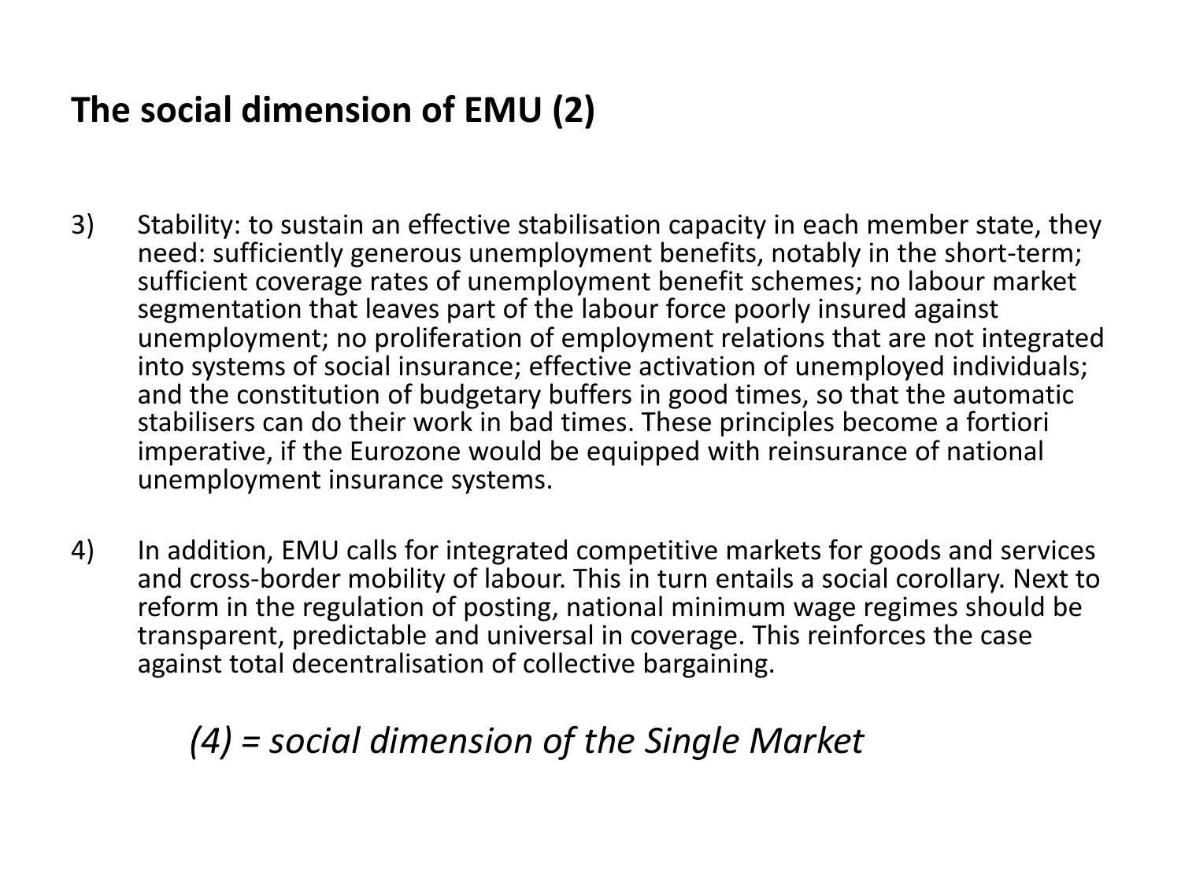## The social dimension of EMU (2)

3) Stability: to sustain an effective stabilisation capacity in each member state, they need: sufficiently generous unemployment benefits, notably in the short-term; sufficient coverage rates of unemployment benefit schemes; no labour market segmentation that leaves part of the labour force poorly insured against unemployment; no proliferation of employment relations that are not integrated into systems of social insurance; effective activation of unemployed individuals; and the constitution of budgetary buffers in good times, so that the automatic stabilisers can do their work in bad times. These principles become a fortiori imperative, if the Eurozone would be equipped with reinsurance of national unemployment insurance systems.

4) In addition, EMU calls for integrated competitive markets for goods and services and cross-border mobility of labour. This in turn entails a social corollary. Next to reform in the regulation of posting, national minimum wage regimes should be transparent, predictable and universal in coverage. This reinforces the case against total decentralisation of collective bargaining.

*(4) = social dimension of the Single Market*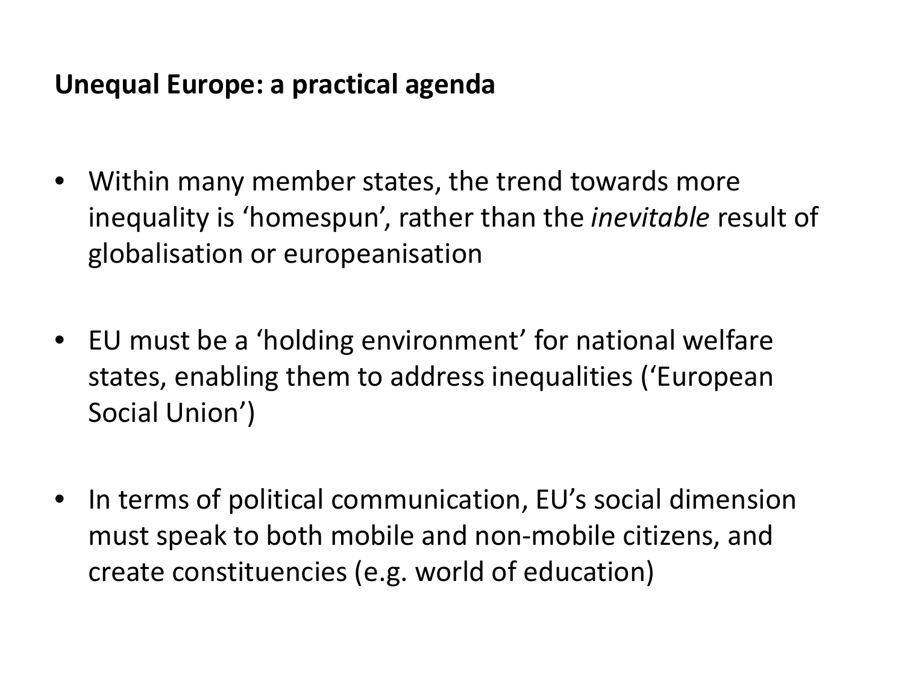## Unequal Europe: a practical agenda

- Within many member states, the trend towards more inequality is ‘homespun’, rather than the *inevitable* result of globalisation or europeanisation
- EU must be a ‘holding environment’ for national welfare states, enabling them to address inequalities (‘European Social Union’)
- In terms of political communication, EU’s social dimension must speak to both mobile and non-mobile citizens, and create constituencies (e.g. world of education)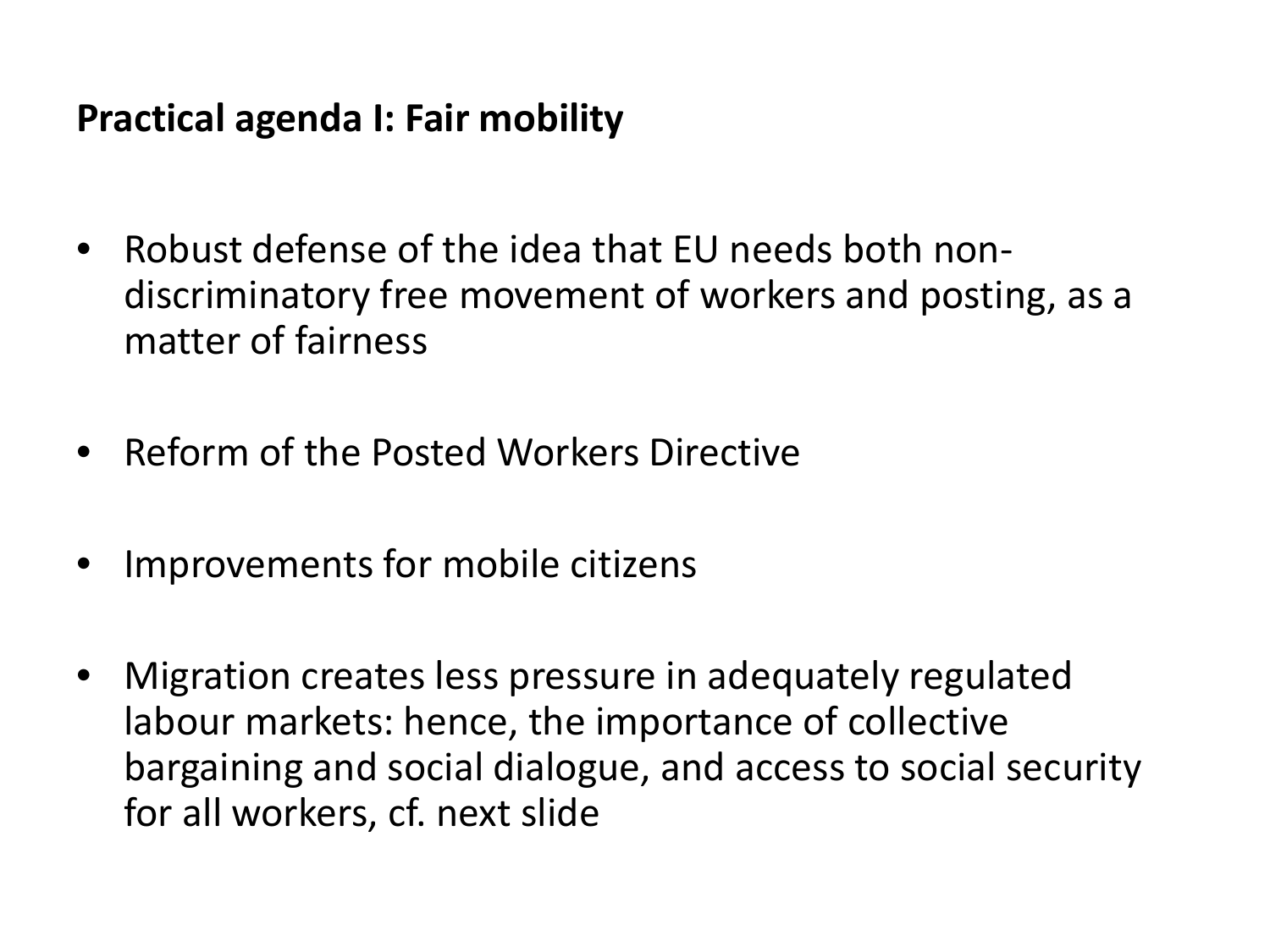## Practical agenda I: Fair mobility

- Robust defense of the idea that EU needs both non-discriminatory free movement of workers and posting, as a matter of fairness
- Reform of the Posted Workers Directive
- Improvements for mobile citizens
- Migration creates less pressure in adequately regulated labour markets: hence, the importance of collective bargaining and social dialogue, and access to social security for all workers, cf. next slide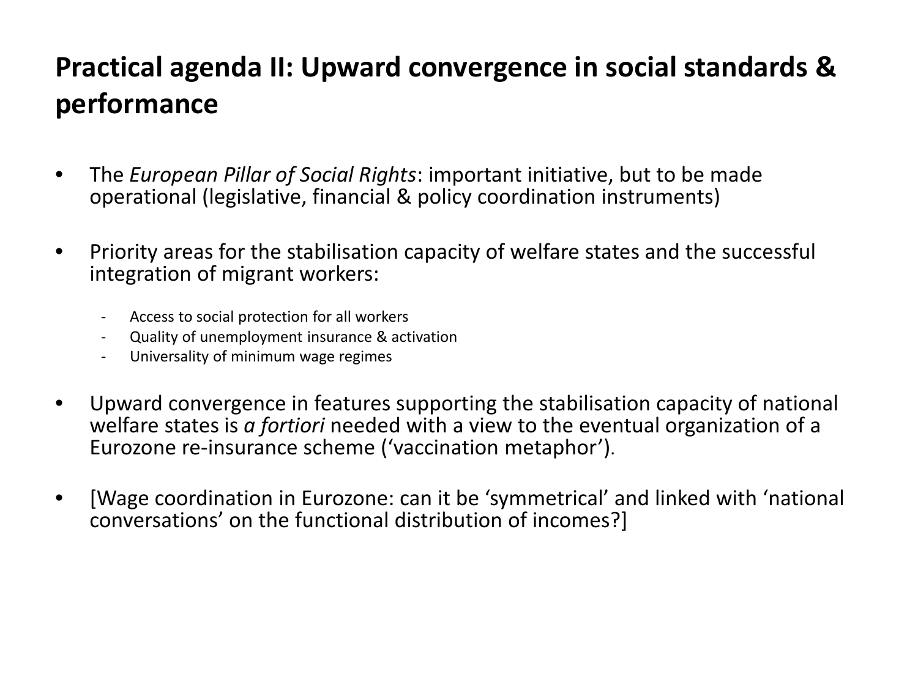# Practical agenda II: Upward convergence in social standards & performance

- The *European Pillar of Social Rights*: important initiative, but to be made operational (legislative, financial & policy coordination instruments)

- Priority areas for the stabilisation capacity of welfare states and the successful integration of migrant workers:

  - Access to social protection for all workers
  - Quality of unemployment insurance & activation
  - Universality of minimum wage regimes

- Upward convergence in features supporting the stabilisation capacity of national welfare states is *a fortiori* needed with a view to the eventual organization of a Eurozone re-insurance scheme (‘vaccination metaphor’).

- [Wage coordination in Eurozone: can it be ‘symmetrical’ and linked with ‘national conversations’ on the functional distribution of incomes?]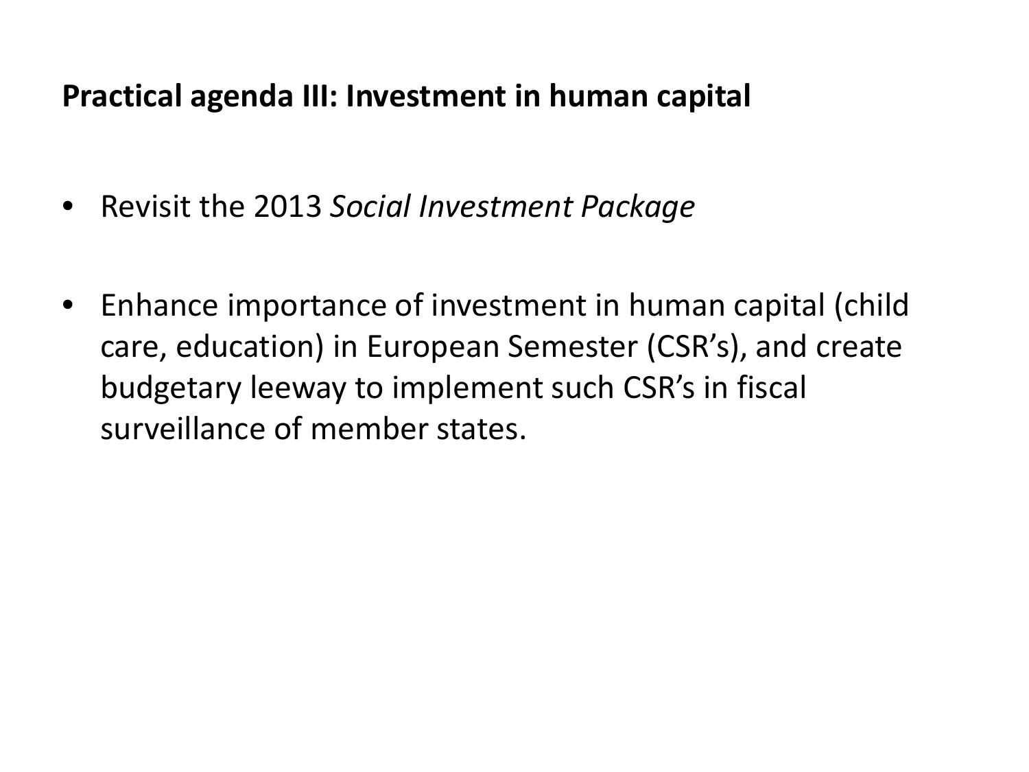## Practical agenda III: Investment in human capital

- Revisit the 2013 *Social Investment Package*
- Enhance importance of investment in human capital (child care, education) in European Semester (CSR's), and create budgetary leeway to implement such CSR's in fiscal surveillance of member states.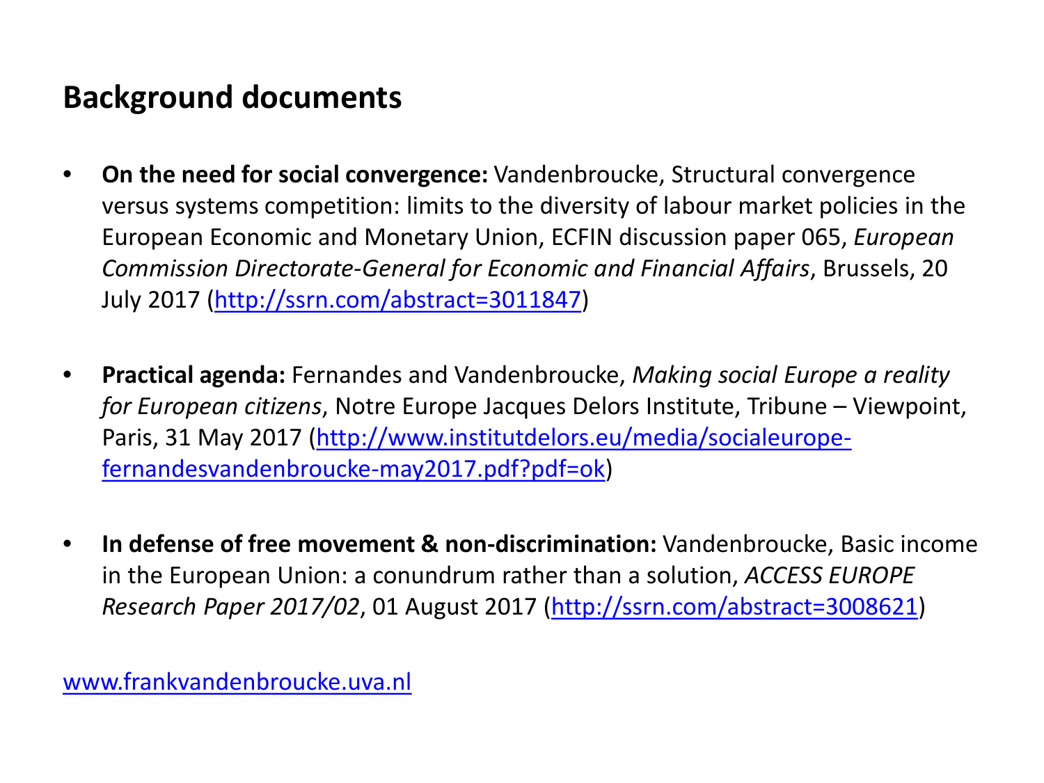## Background documents

- **On the need for social convergence:** Vandenbroucke, Structural convergence versus systems competition: limits to the diversity of labour market policies in the European Economic and Monetary Union, ECFIN discussion paper 065, *European Commission Directorate-General for Economic and Financial Affairs*, Brussels, 20 July 2017 (http://ssrn.com/abstract=3011847)

- **Practical agenda:** Fernandes and Vandenbroucke, *Making social Europe a reality for European citizens*, Notre Europe Jacques Delors Institute, Tribune – Viewpoint, Paris, 31 May 2017 (http://www.institutdelors.eu/media/socialeurope-fernandesvandenbroucke-may2017.pdf?pdf=ok)

- **In defense of free movement & non-discrimination:** Vandenbroucke, Basic income in the European Union: a conundrum rather than a solution, *ACCESS EUROPE Research Paper 2017/02*, 01 August 2017 (http://ssrn.com/abstract=3008621)

www.frankvandenbroucke.uva.nl